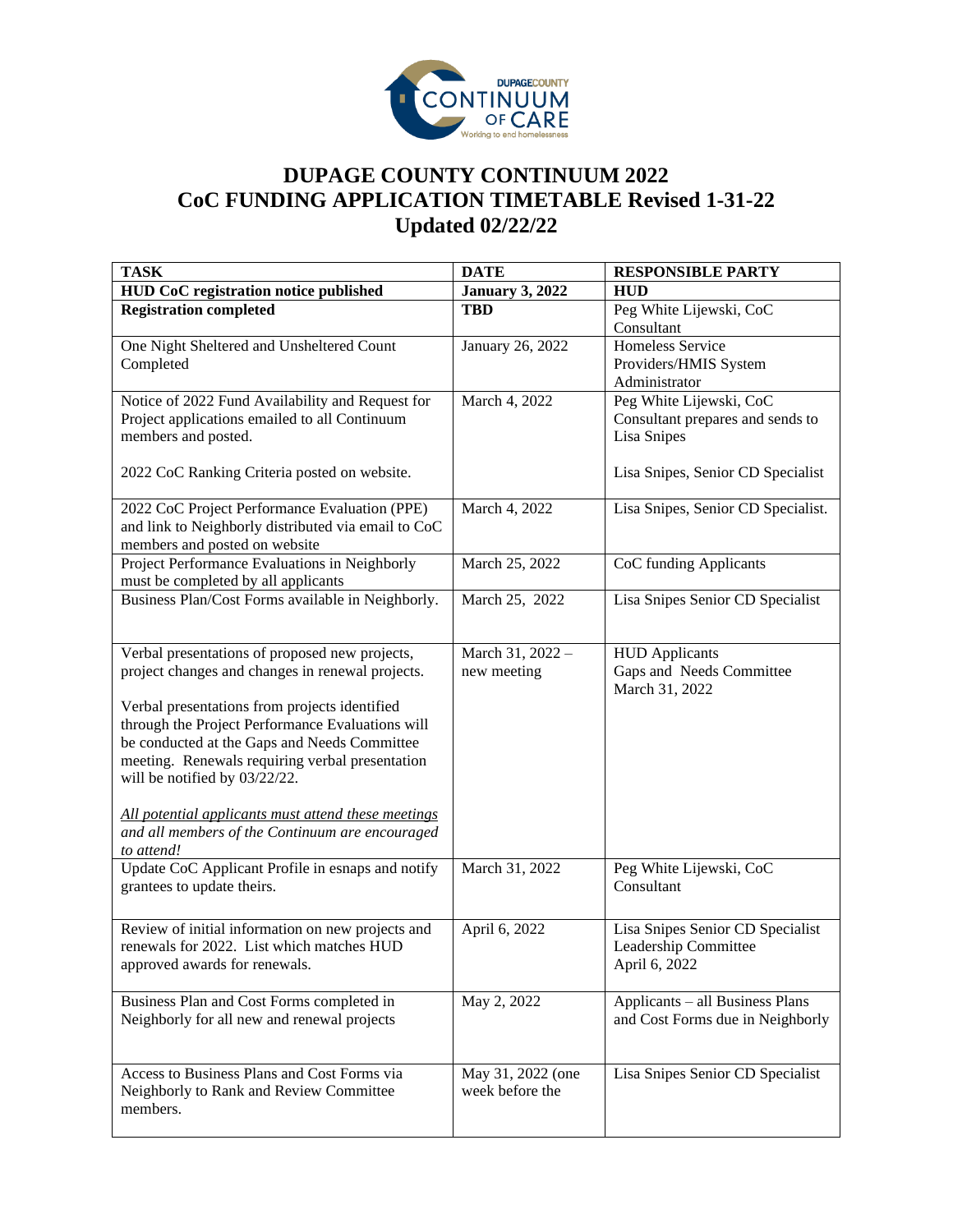# DUPAGE COUNTY CONTINUUM 2022
# CoC FUNDING APPLICATION TIMETABLE Revised 1-31-22
# Updated 02/22/22

| TASK | DATE | RESPONSIBLE PARTY |
|---|---|---|
| **HUD CoC registration notice published** | **January 3, 2022** | **HUD** |
| **Registration completed** | **TBD** | Peg White Lijewski, CoC Consultant |
| One Night Sheltered and Unsheltered Count Completed | January 26, 2022 | Homeless Service Providers/HMIS System Administrator |
| Notice of 2022 Fund Availability and Request for Project applications emailed to all Continuum members and posted.<br><br>2022 CoC Ranking Criteria posted on website. | March 4, 2022 | Peg White Lijewski, CoC Consultant prepares and sends to Lisa Snipes<br><br>Lisa Snipes, Senior CD Specialist |
| 2022 CoC Project Performance Evaluation (PPE) and link to Neighborly distributed via email to CoC members and posted on website | March 4, 2022 | Lisa Snipes, Senior CD Specialist. |
| Project Performance Evaluations in Neighborly must be completed by all applicants | March 25, 2022 | CoC funding Applicants |
| Business Plan/Cost Forms available in Neighborly. | March 25, 2022 | Lisa Snipes Senior CD Specialist |
| Verbal presentations of proposed new projects, project changes and changes in renewal projects.<br><br>Verbal presentations from projects identified through the Project Performance Evaluations will be conducted at the Gaps and Needs Committee meeting. Renewals requiring verbal presentation will be notified by 03/22/22.<br><br>*<u>All potential applicants must attend these meetings</u> and all members of the Continuum are encouraged to attend!* | March 31, 2022 – new meeting | HUD Applicants<br>Gaps and Needs Committee<br>March 31, 2022 |
| Update CoC Applicant Profile in esnaps and notify grantees to update theirs. | March 31, 2022 | Peg White Lijewski, CoC Consultant |
| Review of initial information on new projects and renewals for 2022. List which matches HUD approved awards for renewals. | April 6, 2022 | Lisa Snipes Senior CD Specialist<br>Leadership Committee<br>April 6, 2022 |
| Business Plan and Cost Forms completed in Neighborly for all new and renewal projects | May 2, 2022 | Applicants – all Business Plans and Cost Forms due in Neighborly |
| Access to Business Plans and Cost Forms via Neighborly to Rank and Review Committee members. | May 31, 2022 (one week before the | Lisa Snipes Senior CD Specialist |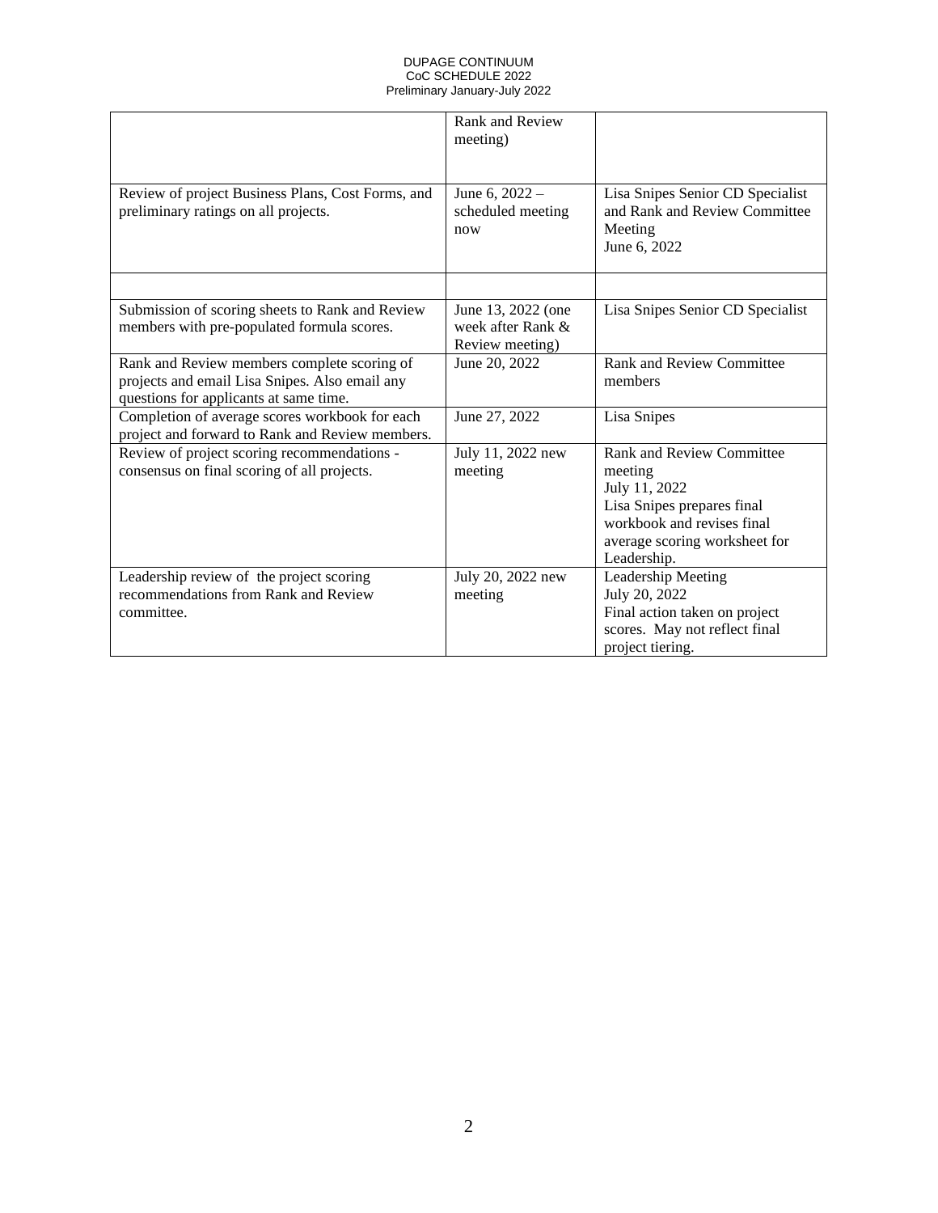| | | |
|---|---|---|
| | Rank and Review meeting) | |
| Review of project Business Plans, Cost Forms, and preliminary ratings on all projects. | June 6, 2022 – scheduled meeting now | Lisa Snipes Senior CD Specialist and Rank and Review Committee Meeting<br>June 6, 2022 |
| | | |
| Submission of scoring sheets to Rank and Review members with pre-populated formula scores. | June 13, 2022 (one week after Rank & Review meeting) | Lisa Snipes Senior CD Specialist |
| Rank and Review members complete scoring of projects and email Lisa Snipes. Also email any questions for applicants at same time. | June 20, 2022 | Rank and Review Committee members |
| Completion of average scores workbook for each project and forward to Rank and Review members. | June 27, 2022 | Lisa Snipes |
| Review of project scoring recommendations - consensus on final scoring of all projects. | July 11, 2022 new meeting | Rank and Review Committee meeting<br>July 11, 2022<br>Lisa Snipes prepares final workbook and revises final average scoring worksheet for Leadership. |
| Leadership review of the project scoring recommendations from Rank and Review committee. | July 20, 2022 new meeting | Leadership Meeting<br>July 20, 2022<br>Final action taken on project scores. May not reflect final project tiering. |